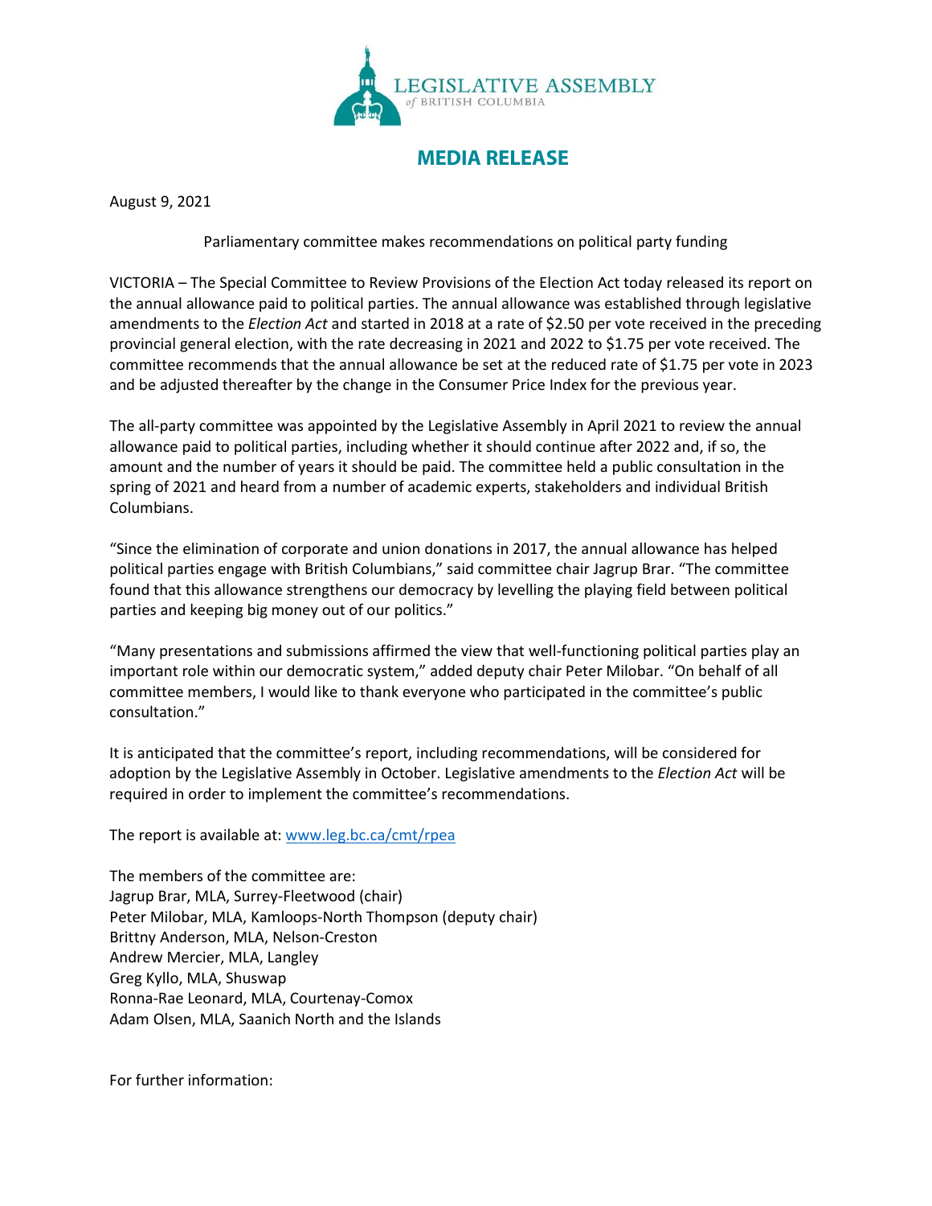LEGISLATIVE ASSEMBLY
*of* BRITISH COLUMBIA

# MEDIA RELEASE

August 9, 2021

Parliamentary committee makes recommendations on political party funding

VICTORIA – The Special Committee to Review Provisions of the Election Act today released its report on the annual allowance paid to political parties. The annual allowance was established through legislative amendments to the *Election Act* and started in 2018 at a rate of $2.50 per vote received in the preceding provincial general election, with the rate decreasing in 2021 and 2022 to $1.75 per vote received. The committee recommends that the annual allowance be set at the reduced rate of $1.75 per vote in 2023 and be adjusted thereafter by the change in the Consumer Price Index for the previous year.

The all-party committee was appointed by the Legislative Assembly in April 2021 to review the annual allowance paid to political parties, including whether it should continue after 2022 and, if so, the amount and the number of years it should be paid. The committee held a public consultation in the spring of 2021 and heard from a number of academic experts, stakeholders and individual British Columbians.

"Since the elimination of corporate and union donations in 2017, the annual allowance has helped political parties engage with British Columbians," said committee chair Jagrup Brar. "The committee found that this allowance strengthens our democracy by levelling the playing field between political parties and keeping big money out of our politics."

"Many presentations and submissions affirmed the view that well-functioning political parties play an important role within our democratic system," added deputy chair Peter Milobar. "On behalf of all committee members, I would like to thank everyone who participated in the committee's public consultation."

It is anticipated that the committee's report, including recommendations, will be considered for adoption by the Legislative Assembly in October. Legislative amendments to the *Election Act* will be required in order to implement the committee's recommendations.

The report is available at: [www.leg.bc.ca/cmt/rpea](www.leg.bc.ca/cmt/rpea)

The members of the committee are:
Jagrup Brar, MLA, Surrey-Fleetwood (chair)
Peter Milobar, MLA, Kamloops-North Thompson (deputy chair)
Brittny Anderson, MLA, Nelson-Creston
Andrew Mercier, MLA, Langley
Greg Kyllo, MLA, Shuswap
Ronna-Rae Leonard, MLA, Courtenay-Comox
Adam Olsen, MLA, Saanich North and the Islands

For further information: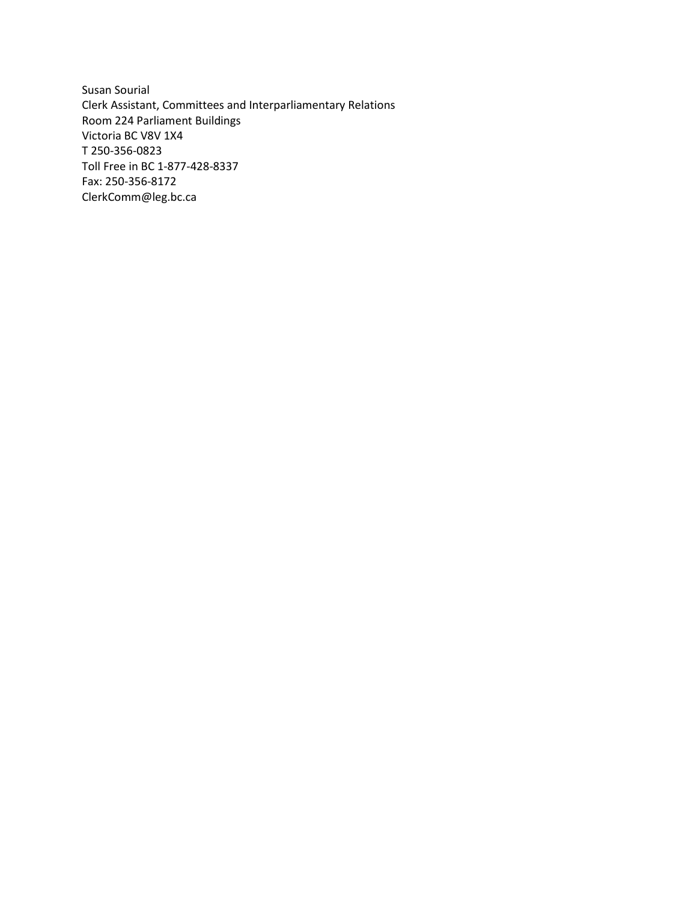Susan Sourial  
Clerk Assistant, Committees and Interparliamentary Relations  
Room 224 Parliament Buildings  
Victoria BC V8V 1X4  
T 250-356-0823  
Toll Free in BC 1-877-428-8337  
Fax: 250-356-8172  
ClerkComm@leg.bc.ca